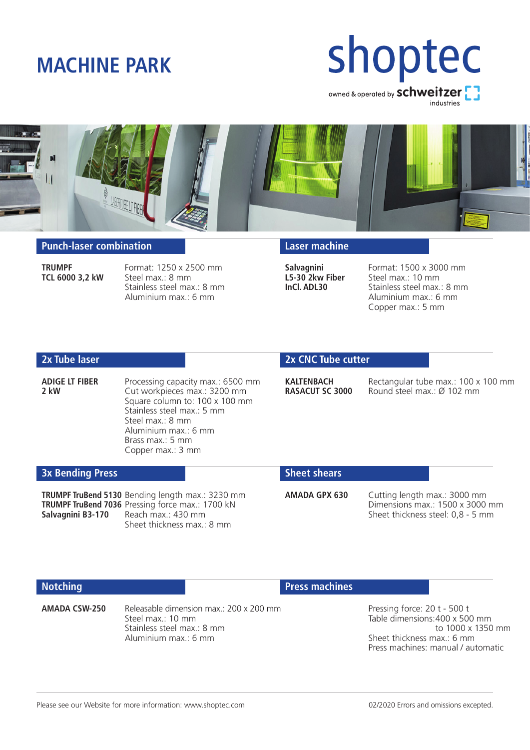# MACHINE PARK

shoptec

owned & operated by schweitzer industries

## Punch-laser combination

**TRUMPF TCL 6000 3,2 kW**

Format: 1250 x 2500 mm
Steel max.: 8 mm
Stainless steel max.: 8 mm
Aluminium max.: 6 mm

## Laser machine

**Salvagnini L5-30 2kw Fiber InCl. ADL30**

Format: 1500 x 3000 mm
Steel max.: 10 mm
Stainless steel max.: 8 mm
Aluminium max.: 6 mm
Copper max.: 5 mm

## 2x Tube laser

**ADIGE LT FIBER 2 kW**

Processing capacity max.: 6500 mm
Cut workpieces max.: 3200 mm
Square column to: 100 x 100 mm
Stainless steel max.: 5 mm
Steel max.: 8 mm
Aluminium max.: 6 mm
Brass max.: 5 mm
Copper max.: 3 mm

## 2x CNC Tube cutter

**KALTENBACH RASACUT SC 3000**

Rectangular tube max.: 100 x 100 mm
Round steel max.: Ø 102 mm

## 3x Bending Press

**TRUMPF TruBend 5130**
**TRUMPF TruBend 7036**
**Salvagnini B3-170**

Bending length max.: 3230 mm
Pressing force max.: 1700 kN
Reach max.: 430 mm
Sheet thickness max.: 8 mm

## Sheet shears

**AMADA GPX 630**

Cutting length max.: 3000 mm
Dimensions max.: 1500 x 3000 mm
Sheet thickness steel: 0,8 - 5 mm

## Notching

**AMADA CSW-250**

Releasable dimension max.: 200 x 200 mm
Steel max.: 10 mm
Stainless steel max.: 8 mm
Aluminium max.: 6 mm

## Press machines

Pressing force: 20 t - 500 t
Table dimensions: 400 x 500 mm to 1000 x 1350 mm
Sheet thickness max.: 6 mm
Press machines: manual / automatic

Please see our Website for more information: www.shoptec.com

02/2020 Errors and omissions excepted.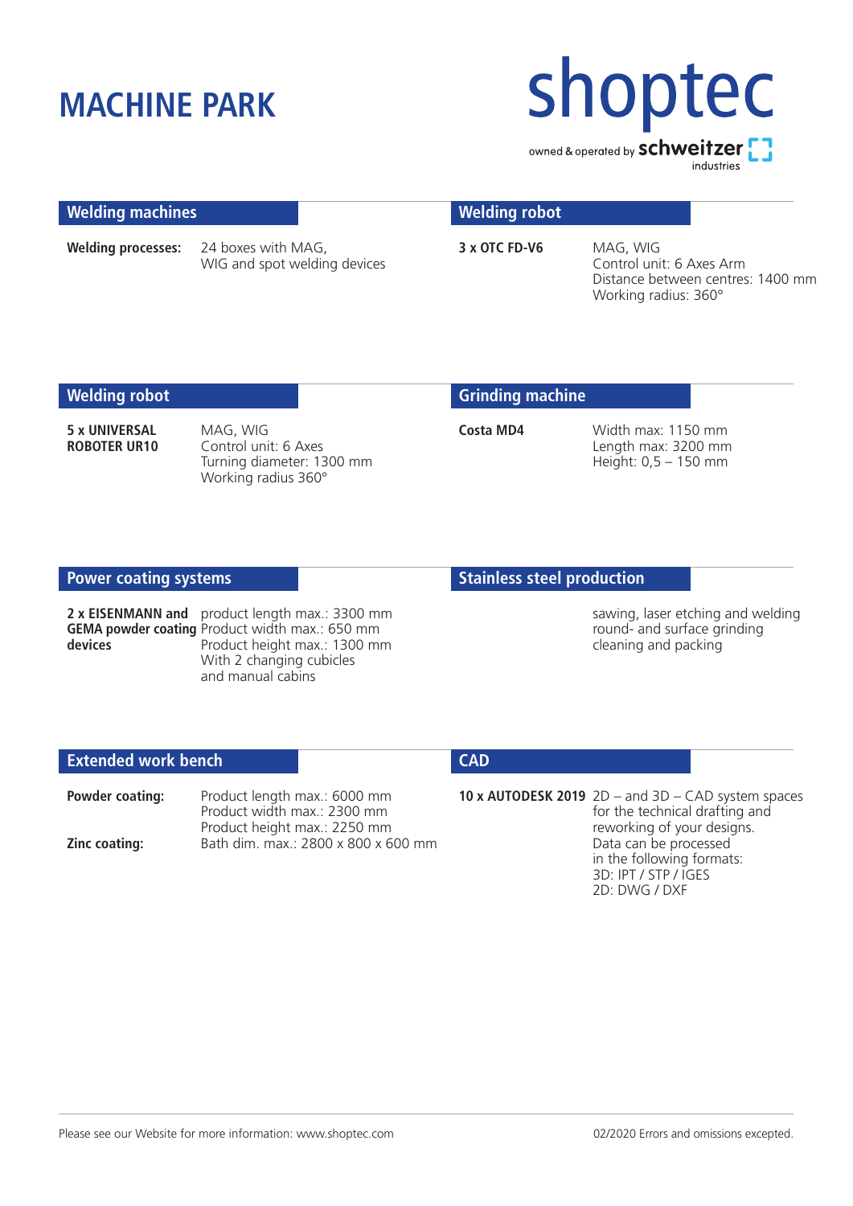# MACHINE PARK

shoptec

owned & operated by schweitzer industries

## Welding machines

**Welding processes:** 24 boxes with MAG, WIG and spot welding devices

## Welding robot

**3 x OTC FD-V6**

MAG, WIG
Control unit: 6 Axes Arm
Distance between centres: 1400 mm
Working radius: 360°

## Welding robot

**5 x UNIVERSAL ROBOTER UR10**

MAG, WIG
Control unit: 6 Axes
Turning diameter: 1300 mm
Working radius 360°

## Grinding machine

**Costa MD4**

Width max: 1150 mm
Length max: 3200 mm
Height: 0,5 – 150 mm

## Power coating systems

**2 x EISENMANN and GEMA powder coating devices**

product length max.: 3300 mm
Product width max.: 650 mm
Product height max.: 1300 mm
With 2 changing cubicles and manual cabins

## Stainless steel production

sawing, laser etching and welding
round- and surface grinding
cleaning and packing

## Extended work bench

**Powder coating:**

Product length max.: 6000 mm
Product width max.: 2300 mm
Product height max.: 2250 mm

**Zinc coating:**

Bath dim. max.: 2800 x 800 x 600 mm

## CAD

**10 x AUTODESK 2019**

2D – and 3D – CAD system spaces for the technical drafting and reworking of your designs.
Data can be processed in the following formats:
3D: IPT / STP / IGES
2D: DWG / DXF

Please see our Website for more information: www.shoptec.com

02/2020 Errors and omissions excepted.